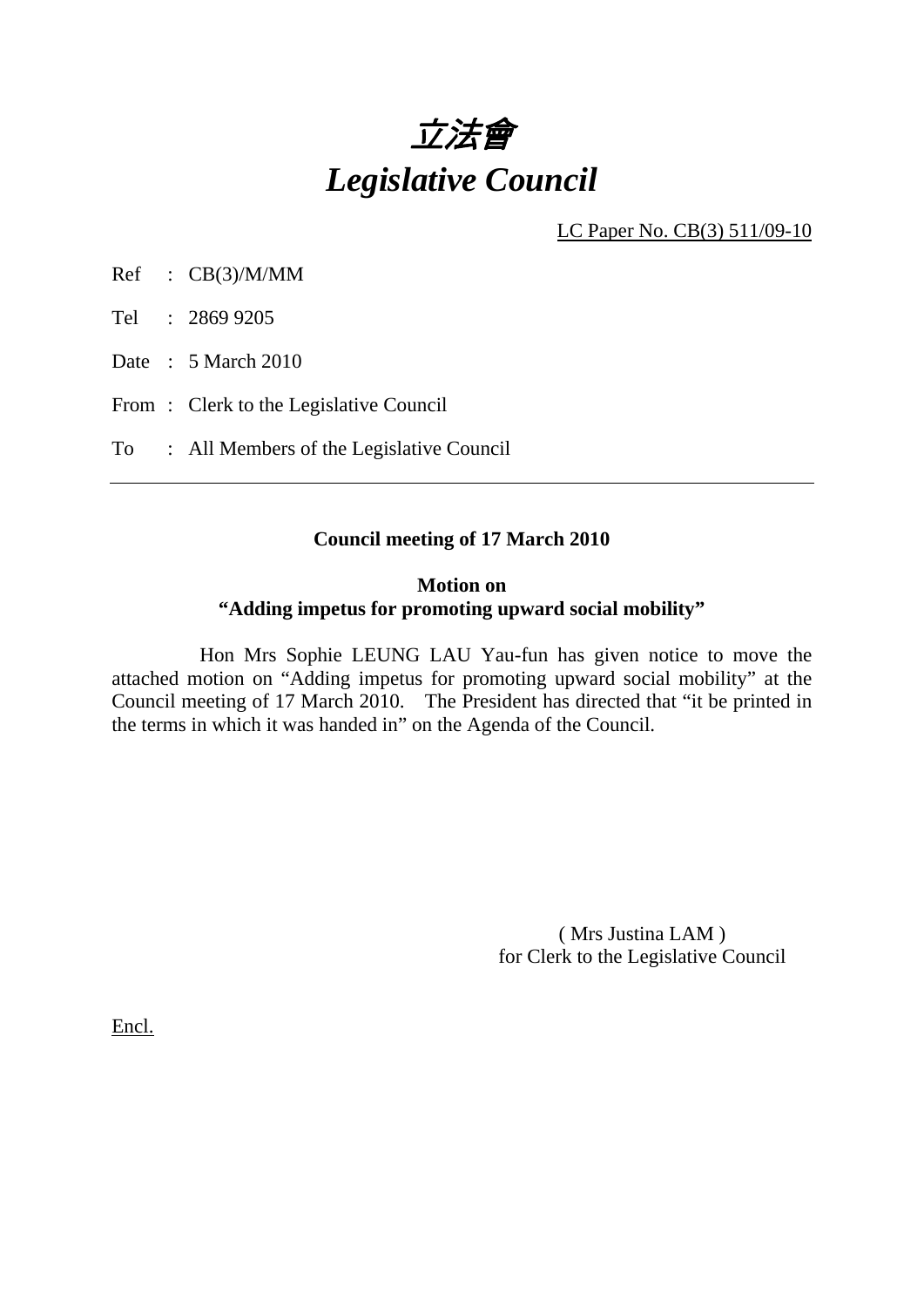# *立法會*
# *Legislative Council*

LC Paper No. CB(3) 511/09-10

Ref : CB(3)/M/MM

Tel : 2869 9205

Date : 5 March 2010

From : Clerk to the Legislative Council

To : All Members of the Legislative Council

---

**Council meeting of 17 March 2010**

**Motion on**
**"Adding impetus for promoting upward social mobility"**

Hon Mrs Sophie LEUNG LAU Yau-fun has given notice to move the attached motion on "Adding impetus for promoting upward social mobility" at the Council meeting of 17 March 2010. The President has directed that "it be printed in the terms in which it was handed in" on the Agenda of the Council.

( Mrs Justina LAM )
for Clerk to the Legislative Council

Encl.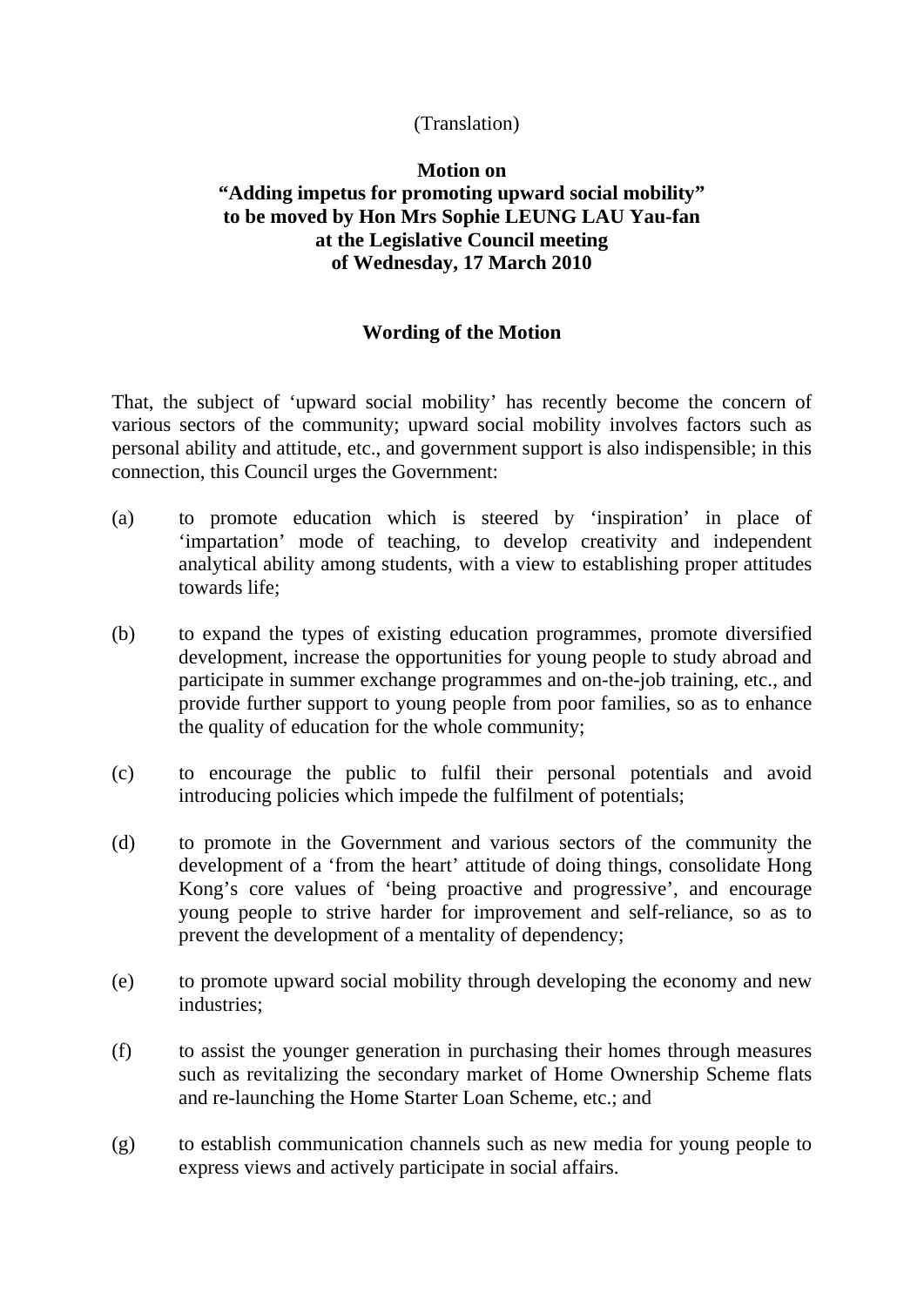(Translation)

**Motion on**
**"Adding impetus for promoting upward social mobility"**
**to be moved by Hon Mrs Sophie LEUNG LAU Yau-fan**
**at the Legislative Council meeting**
**of Wednesday, 17 March 2010**

**Wording of the Motion**

That, the subject of 'upward social mobility' has recently become the concern of various sectors of the community; upward social mobility involves factors such as personal ability and attitude, etc., and government support is also indispensible; in this connection, this Council urges the Government:

(a) to promote education which is steered by 'inspiration' in place of 'impartation' mode of teaching, to develop creativity and independent analytical ability among students, with a view to establishing proper attitudes towards life;

(b) to expand the types of existing education programmes, promote diversified development, increase the opportunities for young people to study abroad and participate in summer exchange programmes and on-the-job training, etc., and provide further support to young people from poor families, so as to enhance the quality of education for the whole community;

(c) to encourage the public to fulfil their personal potentials and avoid introducing policies which impede the fulfilment of potentials;

(d) to promote in the Government and various sectors of the community the development of a 'from the heart' attitude of doing things, consolidate Hong Kong's core values of 'being proactive and progressive', and encourage young people to strive harder for improvement and self-reliance, so as to prevent the development of a mentality of dependency;

(e) to promote upward social mobility through developing the economy and new industries;

(f) to assist the younger generation in purchasing their homes through measures such as revitalizing the secondary market of Home Ownership Scheme flats and re-launching the Home Starter Loan Scheme, etc.; and

(g) to establish communication channels such as new media for young people to express views and actively participate in social affairs.